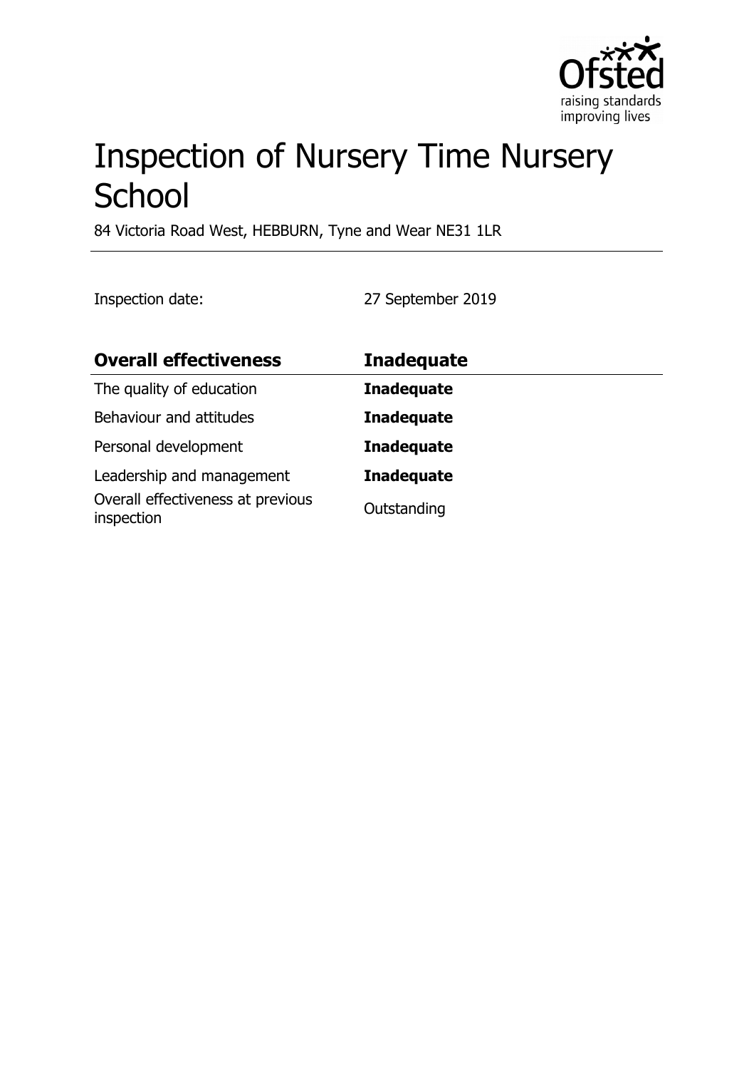# Inspection of Nursery Time Nursery School

84 Victoria Road West, HEBBURN, Tyne and Wear NE31 1LR

Inspection date: 27 September 2019

| **Overall effectiveness** | **Inadequate** |
| --- | --- |
| The quality of education | **Inadequate** |
| Behaviour and attitudes | **Inadequate** |
| Personal development | **Inadequate** |
| Leadership and management | **Inadequate** |
| Overall effectiveness at previous inspection | Outstanding |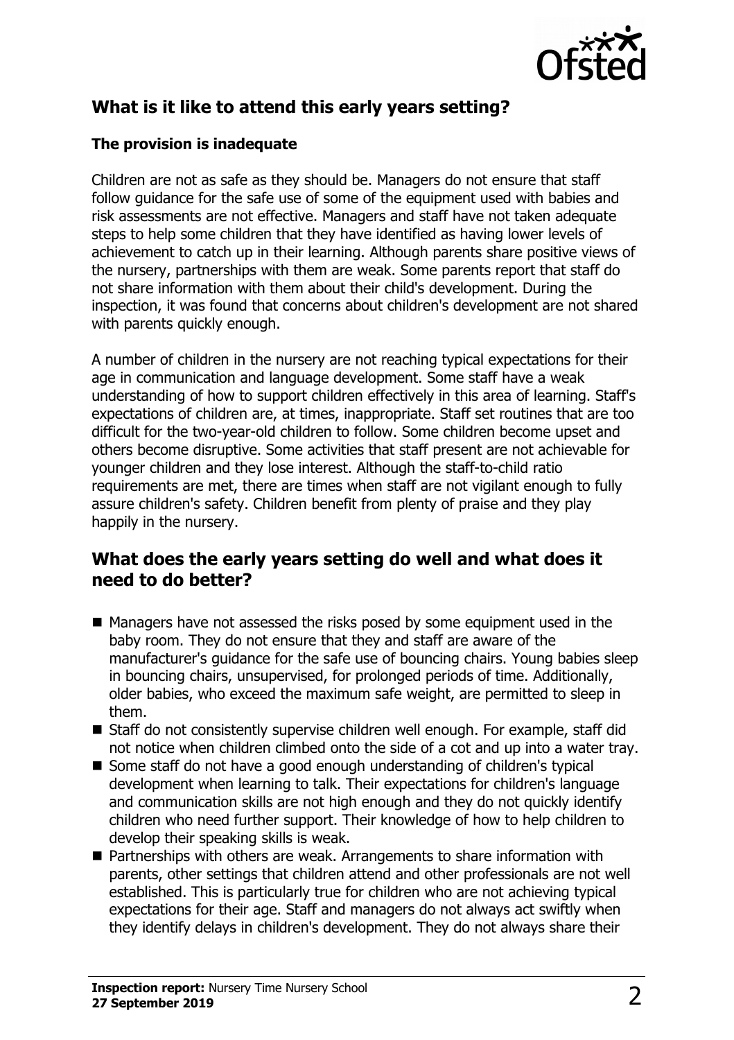## What is it like to attend this early years setting?

### The provision is inadequate

Children are not as safe as they should be. Managers do not ensure that staff follow guidance for the safe use of some of the equipment used with babies and risk assessments are not effective. Managers and staff have not taken adequate steps to help some children that they have identified as having lower levels of achievement to catch up in their learning. Although parents share positive views of the nursery, partnerships with them are weak. Some parents report that staff do not share information with them about their child's development. During the inspection, it was found that concerns about children's development are not shared with parents quickly enough.

A number of children in the nursery are not reaching typical expectations for their age in communication and language development. Some staff have a weak understanding of how to support children effectively in this area of learning. Staff's expectations of children are, at times, inappropriate. Staff set routines that are too difficult for the two-year-old children to follow. Some children become upset and others become disruptive. Some activities that staff present are not achievable for younger children and they lose interest. Although the staff-to-child ratio requirements are met, there are times when staff are not vigilant enough to fully assure children's safety. Children benefit from plenty of praise and they play happily in the nursery.

## What does the early years setting do well and what does it need to do better?

- Managers have not assessed the risks posed by some equipment used in the baby room. They do not ensure that they and staff are aware of the manufacturer's guidance for the safe use of bouncing chairs. Young babies sleep in bouncing chairs, unsupervised, for prolonged periods of time. Additionally, older babies, who exceed the maximum safe weight, are permitted to sleep in them.
- Staff do not consistently supervise children well enough. For example, staff did not notice when children climbed onto the side of a cot and up into a water tray.
- Some staff do not have a good enough understanding of children's typical development when learning to talk. Their expectations for children's language and communication skills are not high enough and they do not quickly identify children who need further support. Their knowledge of how to help children to develop their speaking skills is weak.
- Partnerships with others are weak. Arrangements to share information with parents, other settings that children attend and other professionals are not well established. This is particularly true for children who are not achieving typical expectations for their age. Staff and managers do not always act swiftly when they identify delays in children's development. They do not always share their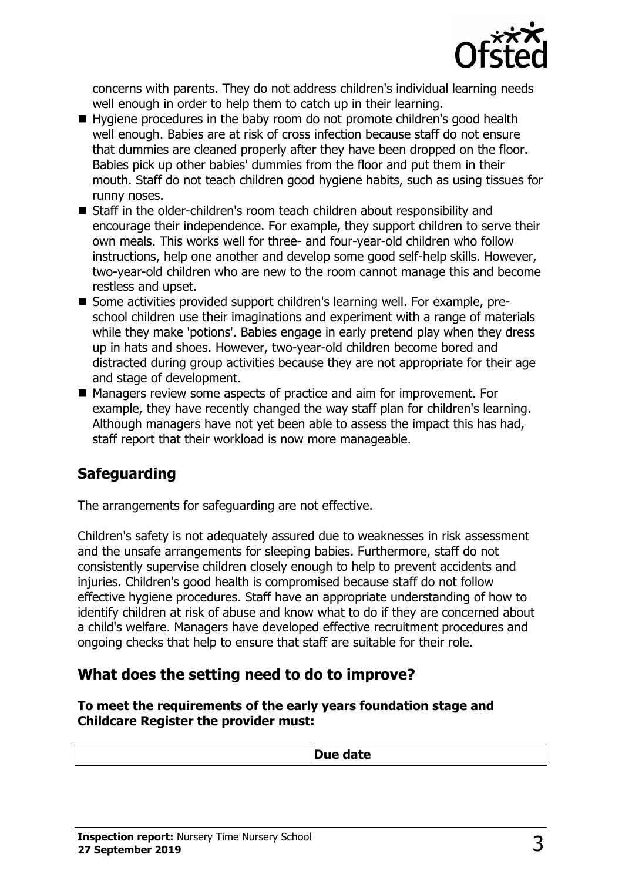concerns with parents. They do not address children's individual learning needs well enough in order to help them to catch up in their learning.

- Hygiene procedures in the baby room do not promote children's good health well enough. Babies are at risk of cross infection because staff do not ensure that dummies are cleaned properly after they have been dropped on the floor. Babies pick up other babies' dummies from the floor and put them in their mouth. Staff do not teach children good hygiene habits, such as using tissues for runny noses.
- Staff in the older-children's room teach children about responsibility and encourage their independence. For example, they support children to serve their own meals. This works well for three- and four-year-old children who follow instructions, help one another and develop some good self-help skills. However, two-year-old children who are new to the room cannot manage this and become restless and upset.
- Some activities provided support children's learning well. For example, pre-school children use their imaginations and experiment with a range of materials while they make 'potions'. Babies engage in early pretend play when they dress up in hats and shoes. However, two-year-old children become bored and distracted during group activities because they are not appropriate for their age and stage of development.
- Managers review some aspects of practice and aim for improvement. For example, they have recently changed the way staff plan for children's learning. Although managers have not yet been able to assess the impact this has had, staff report that their workload is now more manageable.

## Safeguarding

The arrangements for safeguarding are not effective.

Children's safety is not adequately assured due to weaknesses in risk assessment and the unsafe arrangements for sleeping babies. Furthermore, staff do not consistently supervise children closely enough to help to prevent accidents and injuries. Children's good health is compromised because staff do not follow effective hygiene procedures. Staff have an appropriate understanding of how to identify children at risk of abuse and know what to do if they are concerned about a child's welfare. Managers have developed effective recruitment procedures and ongoing checks that help to ensure that staff are suitable for their role.

## What does the setting need to do to improve?

**To meet the requirements of the early years foundation stage and Childcare Register the provider must:**

| | Due date |
|---|---|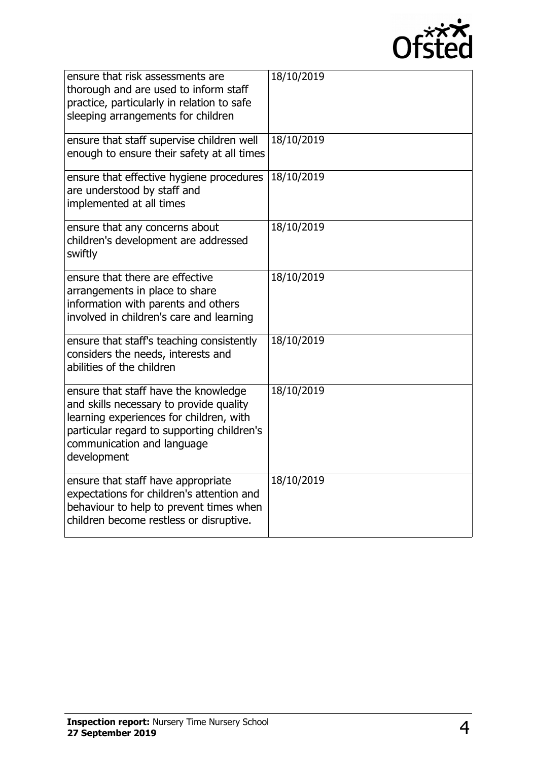| | |
|---|---|
| ensure that risk assessments are thorough and are used to inform staff practice, particularly in relation to safe sleeping arrangements for children | 18/10/2019 |
| ensure that staff supervise children well enough to ensure their safety at all times | 18/10/2019 |
| ensure that effective hygiene procedures are understood by staff and implemented at all times | 18/10/2019 |
| ensure that any concerns about children's development are addressed swiftly | 18/10/2019 |
| ensure that there are effective arrangements in place to share information with parents and others involved in children's care and learning | 18/10/2019 |
| ensure that staff's teaching consistently considers the needs, interests and abilities of the children | 18/10/2019 |
| ensure that staff have the knowledge and skills necessary to provide quality learning experiences for children, with particular regard to supporting children's communication and language development | 18/10/2019 |
| ensure that staff have appropriate expectations for children's attention and behaviour to help to prevent times when children become restless or disruptive. | 18/10/2019 |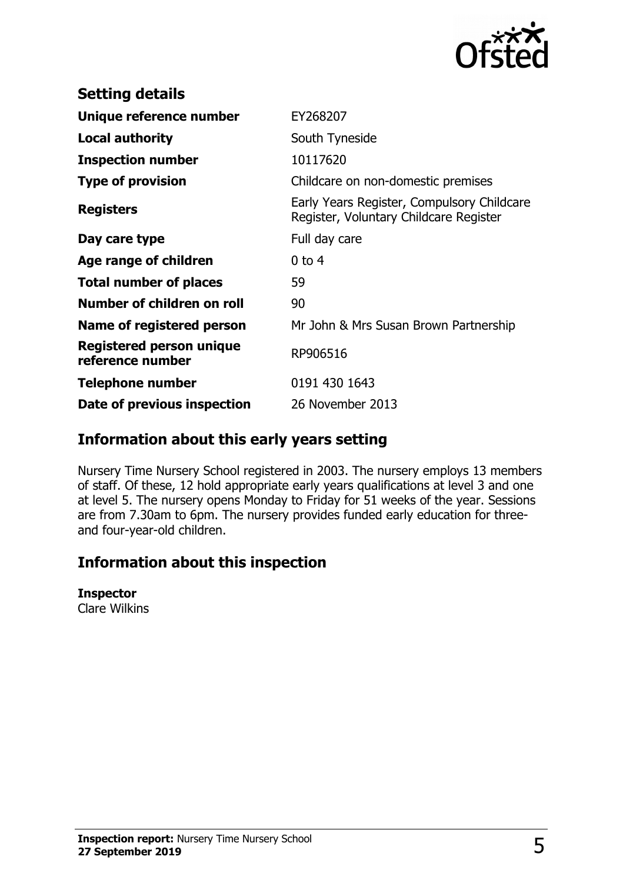## Setting details

| | |
|---|---|
| **Unique reference number** | EY268207 |
| **Local authority** | South Tyneside |
| **Inspection number** | 10117620 |
| **Type of provision** | Childcare on non-domestic premises |
| **Registers** | Early Years Register, Compulsory Childcare Register, Voluntary Childcare Register |
| **Day care type** | Full day care |
| **Age range of children** | 0 to 4 |
| **Total number of places** | 59 |
| **Number of children on roll** | 90 |
| **Name of registered person** | Mr John & Mrs Susan Brown Partnership |
| **Registered person unique reference number** | RP906516 |
| **Telephone number** | 0191 430 1643 |
| **Date of previous inspection** | 26 November 2013 |

## Information about this early years setting

Nursery Time Nursery School registered in 2003. The nursery employs 13 members of staff. Of these, 12 hold appropriate early years qualifications at level 3 and one at level 5. The nursery opens Monday to Friday for 51 weeks of the year. Sessions are from 7.30am to 6pm. The nursery provides funded early education for three- and four-year-old children.

## Information about this inspection

**Inspector**
Clare Wilkins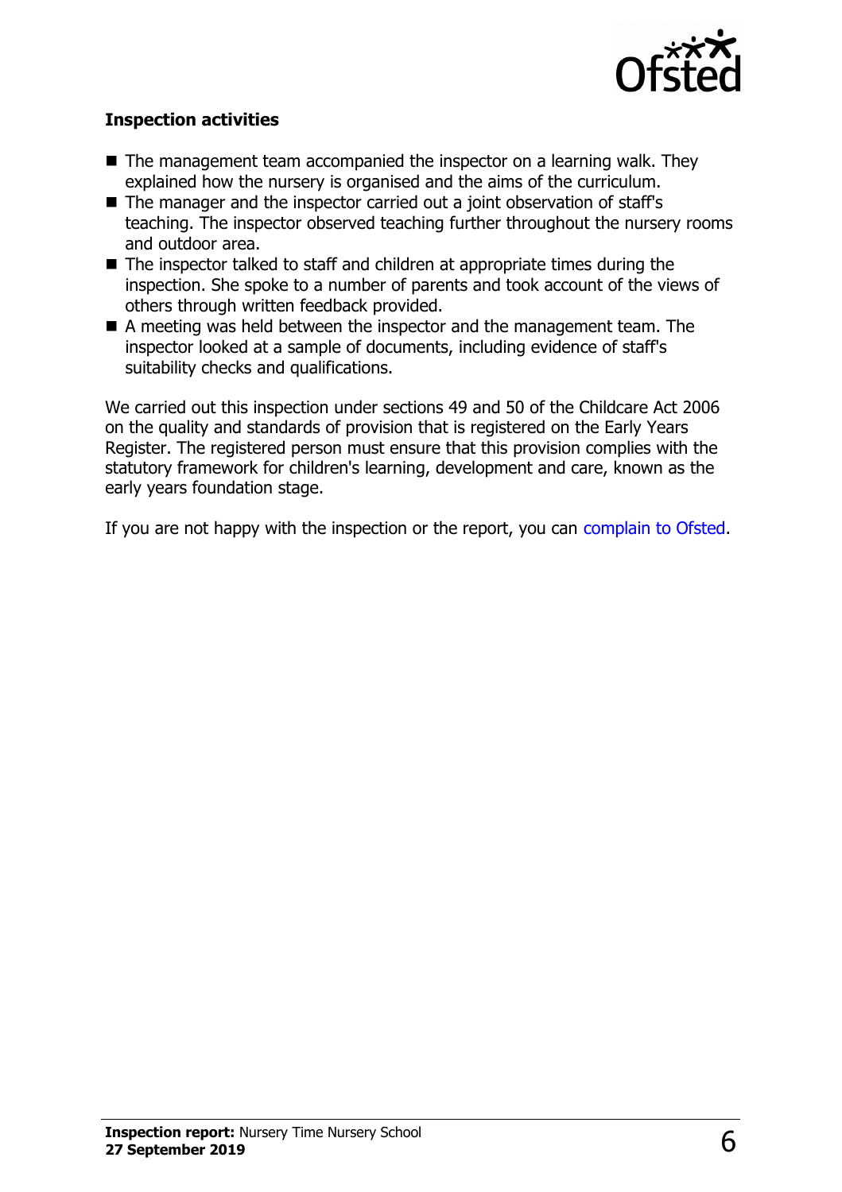### Inspection activities

- The management team accompanied the inspector on a learning walk. They explained how the nursery is organised and the aims of the curriculum.
- The manager and the inspector carried out a joint observation of staff's teaching. The inspector observed teaching further throughout the nursery rooms and outdoor area.
- The inspector talked to staff and children at appropriate times during the inspection. She spoke to a number of parents and took account of the views of others through written feedback provided.
- A meeting was held between the inspector and the management team. The inspector looked at a sample of documents, including evidence of staff's suitability checks and qualifications.

We carried out this inspection under sections 49 and 50 of the Childcare Act 2006 on the quality and standards of provision that is registered on the Early Years Register. The registered person must ensure that this provision complies with the statutory framework for children's learning, development and care, known as the early years foundation stage.

If you are not happy with the inspection or the report, you can complain to Ofsted.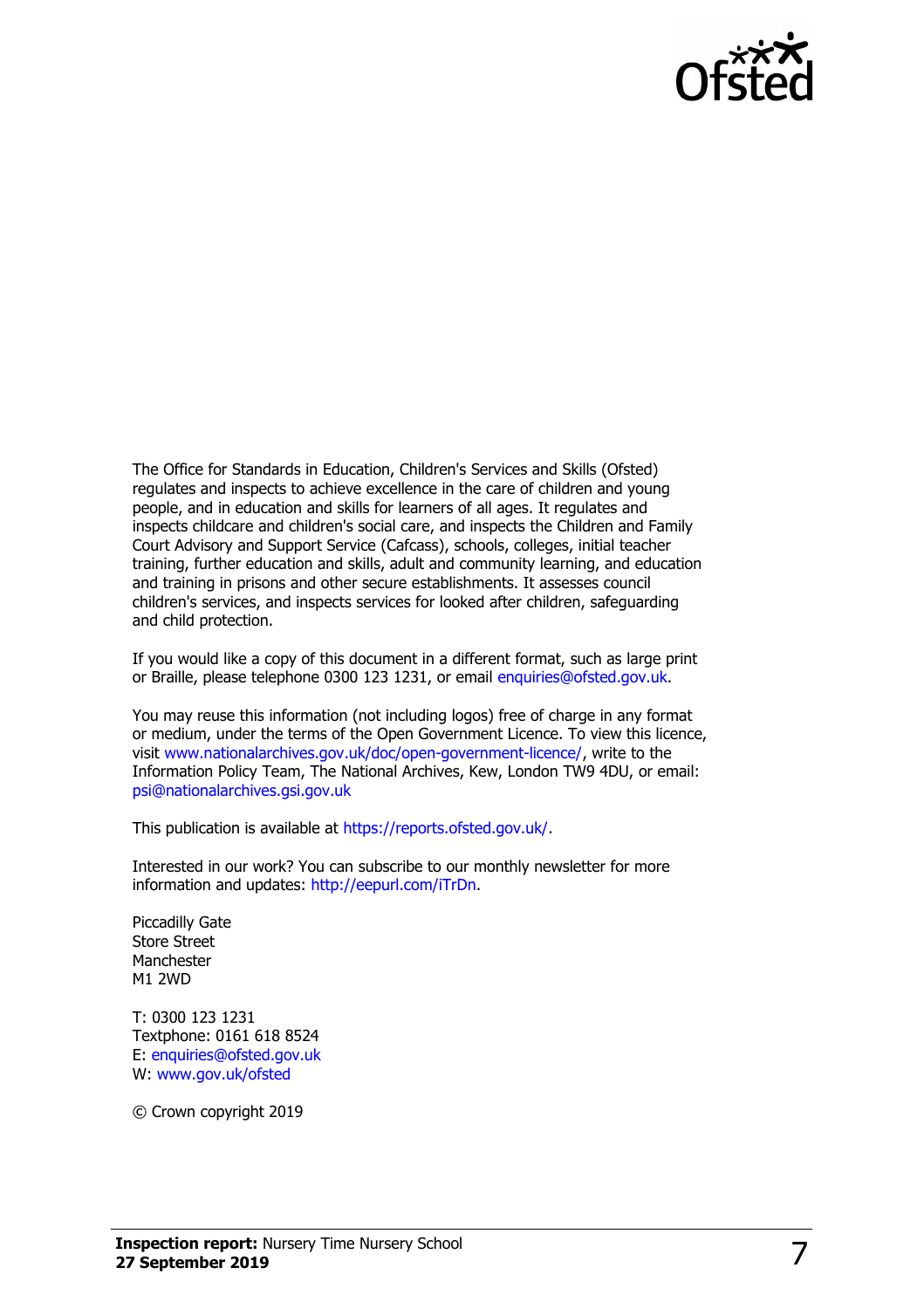The Office for Standards in Education, Children's Services and Skills (Ofsted) regulates and inspects to achieve excellence in the care of children and young people, and in education and skills for learners of all ages. It regulates and inspects childcare and children's social care, and inspects the Children and Family Court Advisory and Support Service (Cafcass), schools, colleges, initial teacher training, further education and skills, adult and community learning, and education and training in prisons and other secure establishments. It assesses council children's services, and inspects services for looked after children, safeguarding and child protection.

If you would like a copy of this document in a different format, such as large print or Braille, please telephone 0300 123 1231, or email enquiries@ofsted.gov.uk.

You may reuse this information (not including logos) free of charge in any format or medium, under the terms of the Open Government Licence. To view this licence, visit www.nationalarchives.gov.uk/doc/open-government-licence/, write to the Information Policy Team, The National Archives, Kew, London TW9 4DU, or email: psi@nationalarchives.gsi.gov.uk

This publication is available at https://reports.ofsted.gov.uk/.

Interested in our work? You can subscribe to our monthly newsletter for more information and updates: http://eepurl.com/iTrDn.

Piccadilly Gate
Store Street
Manchester
M1 2WD

T: 0300 123 1231
Textphone: 0161 618 8524
E: enquiries@ofsted.gov.uk
W: www.gov.uk/ofsted

© Crown copyright 2019